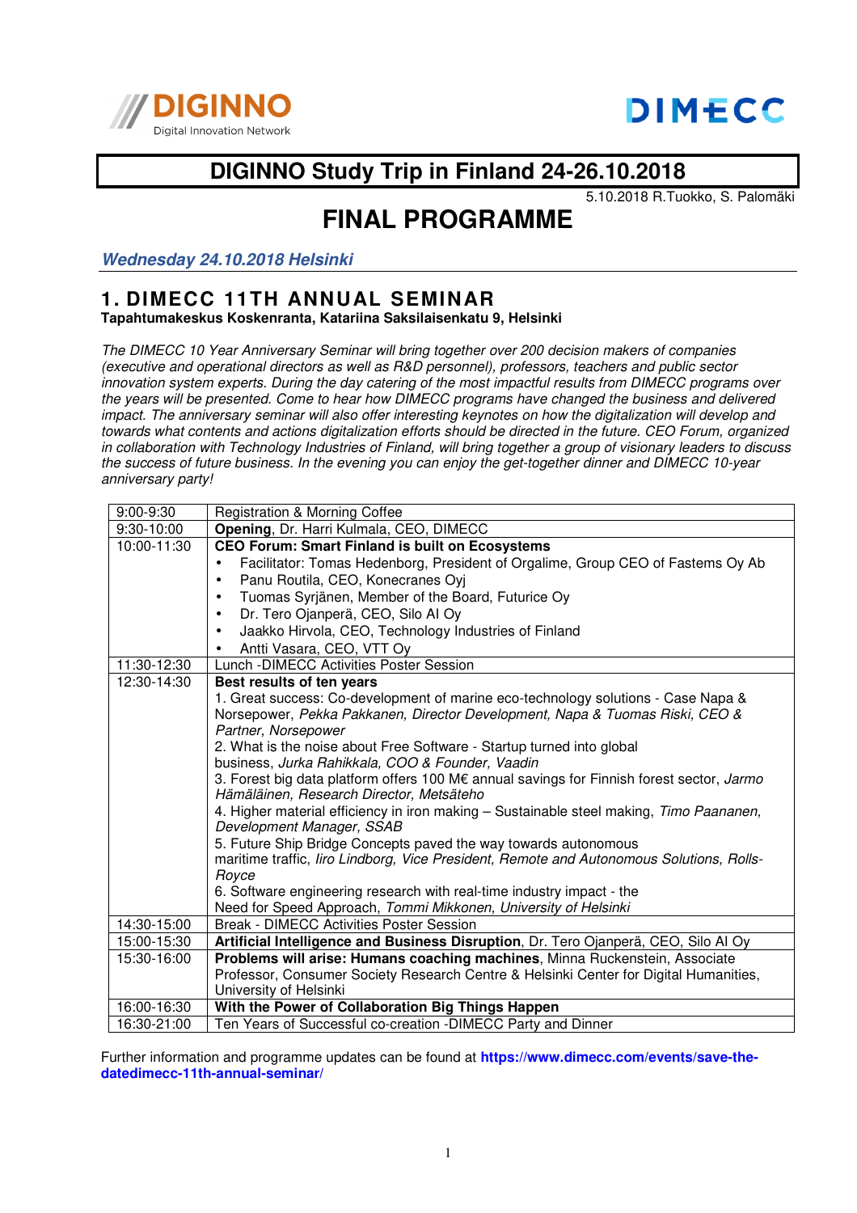DIGINNO Digital Innovation Network

DIMECC

# DIGINNO Study Trip in Finland 24-26.10.2018

5.10.2018 R.Tuokko, S. Palomäki

# FINAL PROGRAMME

***Wednesday 24.10.2018 Helsinki***

## 1. DIMECC 11TH ANNUAL SEMINAR

**Tapahtumakeskus Koskenranta, Katariina Saksilaisenkatu 9, Helsinki**

*The DIMECC 10 Year Anniversary Seminar will bring together over 200 decision makers of companies (executive and operational directors as well as R&D personnel), professors, teachers and public sector innovation system experts. During the day catering of the most impactful results from DIMECC programs over the years will be presented. Come to hear how DIMECC programs have changed the business and delivered impact. The anniversary seminar will also offer interesting keynotes on how the digitalization will develop and towards what contents and actions digitalization efforts should be directed in the future. CEO Forum, organized in collaboration with Technology Industries of Finland, will bring together a group of visionary leaders to discuss the success of future business. In the evening you can enjoy the get-together dinner and DIMECC 10-year anniversary party!*

| Time | Programme |
|---|---|
| 9:00-9:30 | Registration & Morning Coffee |
| 9:30-10:00 | **Opening**, Dr. Harri Kulmala, CEO, DIMECC |
| 10:00-11:30 | **CEO Forum: Smart Finland is built on Ecosystems**<br>• Facilitator: Tomas Hedenborg, President of Orgalime, Group CEO of Fastems Oy Ab<br>• Panu Routila, CEO, Konecranes Oyj<br>• Tuomas Syrjänen, Member of the Board, Futurice Oy<br>• Dr. Tero Ojanperä, CEO, Silo AI Oy<br>• Jaakko Hirvola, CEO, Technology Industries of Finland<br>• Antti Vasara, CEO, VTT Oy |
| 11:30-12:30 | Lunch -DIMECC Activities Poster Session |
| 12:30-14:30 | **Best results of ten years**<br>1. Great success: Co-development of marine eco-technology solutions - Case Napa & Norsepower, *Pekka Pakkanen, Director Development, Napa & Tuomas Riski, CEO & Partner, Norsepower*<br>2. What is the noise about Free Software - Startup turned into global business, *Jurka Rahikkala, COO & Founder, Vaadin*<br>3. Forest big data platform offers 100 M€ annual savings for Finnish forest sector, *Jarmo Hämäläinen, Research Director, Metsäteho*<br>4. Higher material efficiency in iron making – Sustainable steel making, *Timo Paananen, Development Manager, SSAB*<br>5. Future Ship Bridge Concepts paved the way towards autonomous maritime traffic, *Iiro Lindborg, Vice President, Remote and Autonomous Solutions, Rolls-Royce*<br>6. Software engineering research with real-time industry impact - the Need for Speed Approach, *Tommi Mikkonen, University of Helsinki* |
| 14:30-15:00 | Break - DIMECC Activities Poster Session |
| 15:00-15:30 | **Artificial Intelligence and Business Disruption**, Dr. Tero Ojanperä, CEO, Silo AI Oy |
| 15:30-16:00 | **Problems will arise: Humans coaching machines**, Minna Ruckenstein, Associate Professor, Consumer Society Research Centre & Helsinki Center for Digital Humanities, University of Helsinki |
| 16:00-16:30 | **With the Power of Collaboration Big Things Happen** |
| 16:30-21:00 | Ten Years of Successful co-creation -DIMECC Party and Dinner |

Further information and programme updates can be found at **https://www.dimecc.com/events/save-the-datedimecc-11th-annual-seminar/**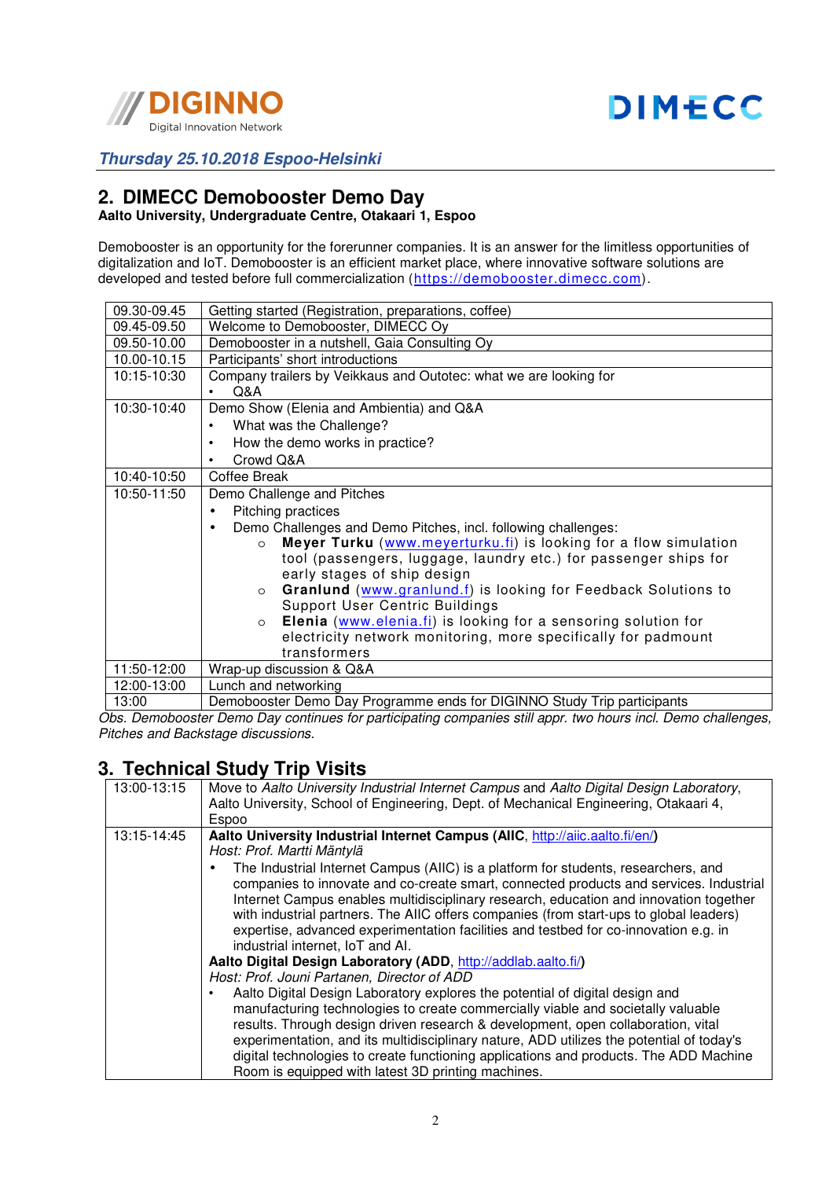DIGINNO Digital Innovation Network

DIMECC

*Thursday 25.10.2018 Espoo-Helsinki*

## 2. DIMECC Demobooster Demo Day

**Aalto University, Undergraduate Centre, Otakaari 1, Espoo**

Demobooster is an opportunity for the forerunner companies. It is an answer for the limitless opportunities of digitalization and IoT. Demobooster is an efficient market place, where innovative software solutions are developed and tested before full commercialization (https://demobooster.dimecc.com).

| Time | Programme |
|---|---|
| 09.30-09.45 | Getting started (Registration, preparations, coffee) |
| 09.45-09.50 | Welcome to Demobooster, DIMECC Oy |
| 09.50-10.00 | Demobooster in a nutshell, Gaia Consulting Oy |
| 10.00-10.15 | Participants' short introductions |
| 10:15-10:30 | Company trailers by Veikkaus and Outotec: what we are looking for<br>• Q&A |
| 10:30-10:40 | Demo Show (Elenia and Ambientia) and Q&A<br>• What was the Challenge?<br>• How the demo works in practice?<br>• Crowd Q&A |
| 10:40-10:50 | Coffee Break |
| 10:50-11:50 | Demo Challenge and Pitches<br>• Pitching practices<br>• Demo Challenges and Demo Pitches, incl. following challenges:<br>  ○ **Meyer Turku** (www.meyerturku.fi) is looking for a flow simulation tool (passengers, luggage, laundry etc.) for passenger ships for early stages of ship design<br>  ○ **Granlund** (www.granlund.f) is looking for Feedback Solutions to Support User Centric Buildings<br>  ○ **Elenia** (www.elenia.fi) is looking for a sensoring solution for electricity network monitoring, more specifically for padmount transformers |
| 11:50-12:00 | Wrap-up discussion & Q&A |
| 12:00-13:00 | Lunch and networking |
| 13:00 | Demobooster Demo Day Programme ends for DIGINNO Study Trip participants |

*Obs. Demobooster Demo Day continues for participating companies still appr. two hours incl. Demo challenges, Pitches and Backstage discussions.*

## 3. Technical Study Trip Visits

| Time | Programme |
|---|---|
| 13:00-13:15 | Move to *Aalto University Industrial Internet Campus* and *Aalto Digital Design Laboratory*, Aalto University, School of Engineering, Dept. of Mechanical Engineering, Otakaari 4, Espoo |
| 13:15-14:45 | **Aalto University Industrial Internet Campus (AIIC**, http://aiic.aalto.fi/en/**)**<br>*Host: Prof. Martti Mäntylä*<br>• The Industrial Internet Campus (AIIC) is a platform for students, researchers, and companies to innovate and co-create smart, connected products and services. Industrial Internet Campus enables multidisciplinary research, education and innovation together with industrial partners. The AIIC offers companies (from start-ups to global leaders) expertise, advanced experimentation facilities and testbed for co-innovation e.g. in industrial internet, IoT and AI.<br>**Aalto Digital Design Laboratory (ADD**, http://addlab.aalto.fi/**)**<br>*Host: Prof. Jouni Partanen, Director of ADD*<br>• Aalto Digital Design Laboratory explores the potential of digital design and manufacturing technologies to create commercially viable and societally valuable results. Through design driven research & development, open collaboration, vital experimentation, and its multidisciplinary nature, ADD utilizes the potential of today's digital technologies to create functioning applications and products. The ADD Machine Room is equipped with latest 3D printing machines. |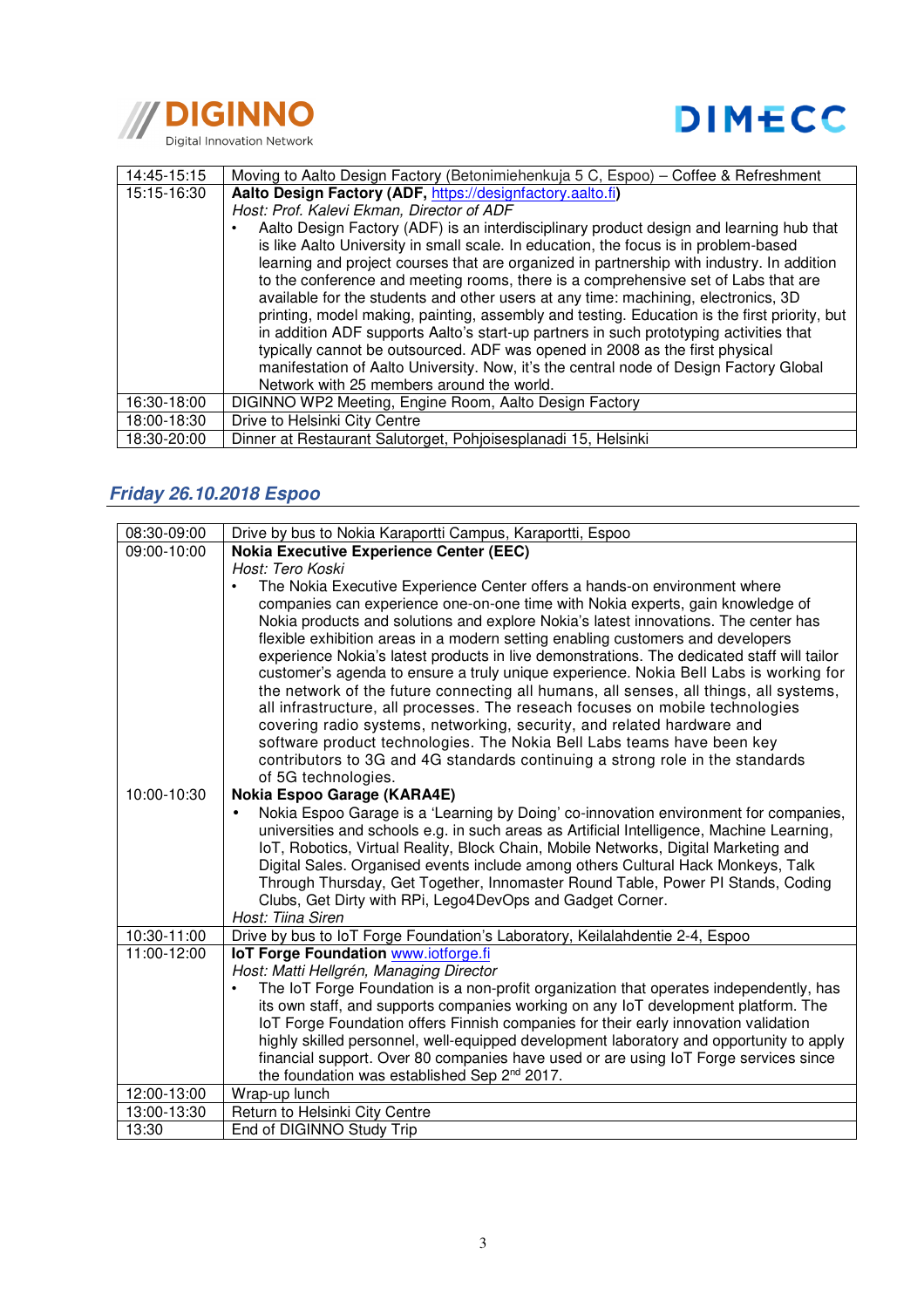| | |
|---|---|
| 14:45-15:15 | Moving to Aalto Design Factory (Betonimiehenkuja 5 C, Espoo) – Coffee & Refreshment |
| 15:15-16:30 | **Aalto Design Factory (ADF,** https://designfactory.aalto.fi**)**<br>*Host: Prof. Kalevi Ekman, Director of ADF*<br>• Aalto Design Factory (ADF) is an interdisciplinary product design and learning hub that is like Aalto University in small scale. In education, the focus is in problem-based learning and project courses that are organized in partnership with industry. In addition to the conference and meeting rooms, there is a comprehensive set of Labs that are available for the students and other users at any time: machining, electronics, 3D printing, model making, painting, assembly and testing. Education is the first priority, but in addition ADF supports Aalto's start-up partners in such prototyping activities that typically cannot be outsourced. ADF was opened in 2008 as the first physical manifestation of Aalto University. Now, it's the central node of Design Factory Global Network with 25 members around the world. |
| 16:30-18:00 | DIGINNO WP2 Meeting, Engine Room, Aalto Design Factory |
| 18:00-18:30 | Drive to Helsinki City Centre |
| 18:30-20:00 | Dinner at Restaurant Salutorget, Pohjoisesplanadi 15, Helsinki |

## *Friday 26.10.2018 Espoo*

| | |
|---|---|
| 08:30-09:00 | Drive by bus to Nokia Karaportti Campus, Karaportti, Espoo |
| 09:00-10:00 | **Nokia Executive Experience Center (EEC)**<br>*Host: Tero Koski*<br>• The Nokia Executive Experience Center offers a hands-on environment where companies can experience one-on-one time with Nokia experts, gain knowledge of Nokia products and solutions and explore Nokia's latest innovations. The center has flexible exhibition areas in a modern setting enabling customers and developers experience Nokia's latest products in live demonstrations. The dedicated staff will tailor customer's agenda to ensure a truly unique experience. Nokia Bell Labs is working for the network of the future connecting all humans, all senses, all things, all systems, all infrastructure, all processes. The reseach focuses on mobile technologies covering radio systems, networking, security, and related hardware and software product technologies. The Nokia Bell Labs teams have been key contributors to 3G and 4G standards continuing a strong role in the standards of 5G technologies. |
| 10:00-10:30 | **Nokia Espoo Garage (KARA4E)**<br>• Nokia Espoo Garage is a 'Learning by Doing' co-innovation environment for companies, universities and schools e.g. in such areas as Artificial Intelligence, Machine Learning, IoT, Robotics, Virtual Reality, Block Chain, Mobile Networks, Digital Marketing and Digital Sales. Organised events include among others Cultural Hack Monkeys, Talk Through Thursday, Get Together, Innomaster Round Table, Power PI Stands, Coding Clubs, Get Dirty with RPi, Lego4DevOps and Gadget Corner.<br>*Host: Tiina Siren* |
| 10:30-11:00 | Drive by bus to IoT Forge Foundation's Laboratory, Keilalahdentie 2-4, Espoo |
| 11:00-12:00 | **IoT Forge Foundation** www.iotforge.fi<br>*Host: Matti Hellgrén, Managing Director*<br>• The IoT Forge Foundation is a non-profit organization that operates independently, has its own staff, and supports companies working on any IoT development platform. The IoT Forge Foundation offers Finnish companies for their early innovation validation highly skilled personnel, well-equipped development laboratory and opportunity to apply financial support. Over 80 companies have used or are using IoT Forge services since the foundation was established Sep 2nd 2017. |
| 12:00-13:00 | Wrap-up lunch |
| 13:00-13:30 | Return to Helsinki City Centre |
| 13:30 | End of DIGINNO Study Trip |